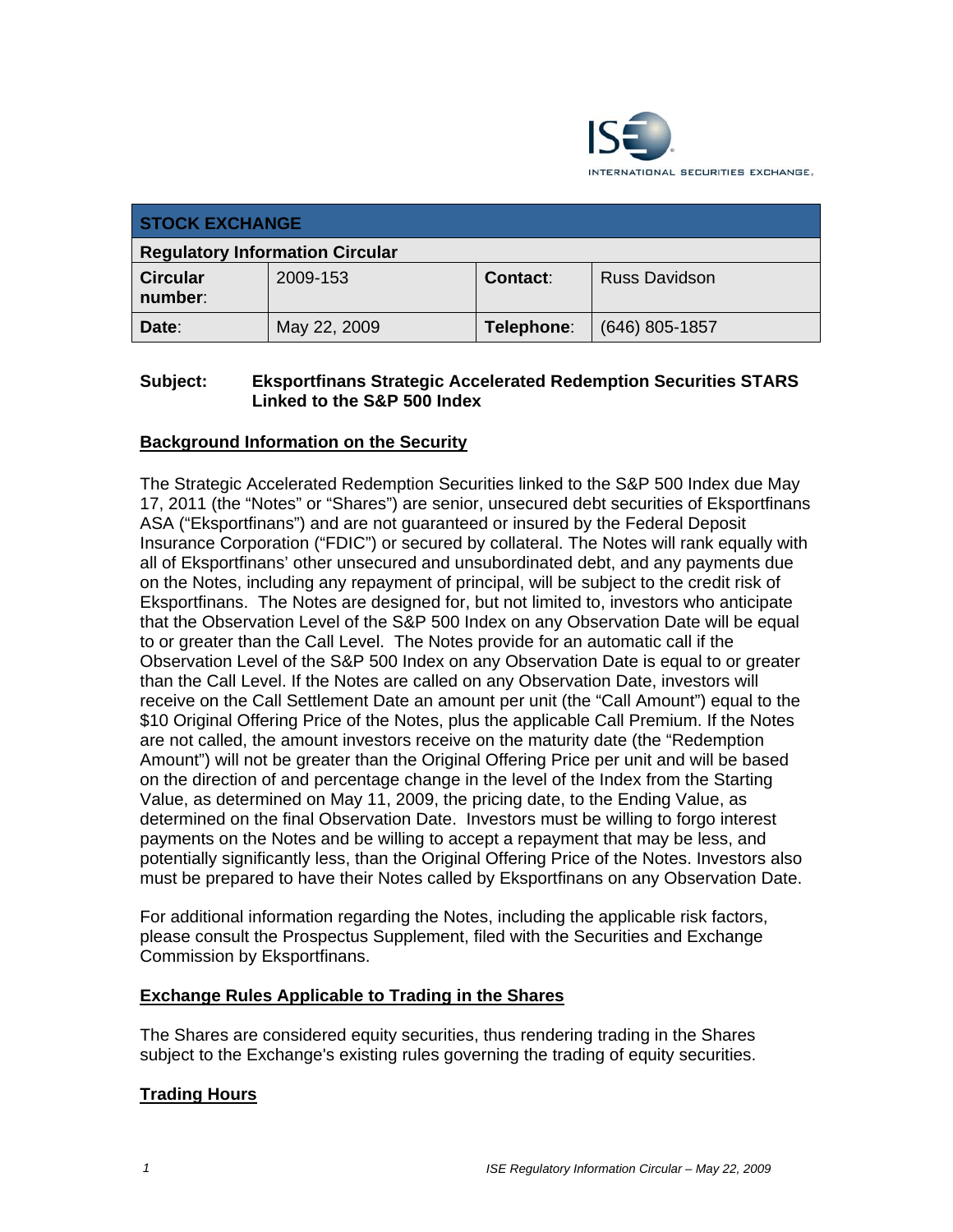INTERNATIONAL SECURITIES EXCHANGE.

| STOCK EXCHANGE | | | |
|---|---|---|---|
| Regulatory Information Circular | | | |
| **Circular number**: | 2009-153 | **Contact**: | Russ Davidson |
| **Date**: | May 22, 2009 | **Telephone**: | (646) 805-1857 |

**Subject: Eksportfinans Strategic Accelerated Redemption Securities STARS Linked to the S&P 500 Index**

## Background Information on the Security

The Strategic Accelerated Redemption Securities linked to the S&P 500 Index due May 17, 2011 (the "Notes" or "Shares") are senior, unsecured debt securities of Eksportfinans ASA ("Eksportfinans") and are not guaranteed or insured by the Federal Deposit Insurance Corporation ("FDIC") or secured by collateral. The Notes will rank equally with all of Eksportfinans' other unsecured and unsubordinated debt, and any payments due on the Notes, including any repayment of principal, will be subject to the credit risk of Eksportfinans. The Notes are designed for, but not limited to, investors who anticipate that the Observation Level of the S&P 500 Index on any Observation Date will be equal to or greater than the Call Level. The Notes provide for an automatic call if the Observation Level of the S&P 500 Index on any Observation Date is equal to or greater than the Call Level. If the Notes are called on any Observation Date, investors will receive on the Call Settlement Date an amount per unit (the "Call Amount") equal to the $10 Original Offering Price of the Notes, plus the applicable Call Premium. If the Notes are not called, the amount investors receive on the maturity date (the "Redemption Amount") will not be greater than the Original Offering Price per unit and will be based on the direction of and percentage change in the level of the Index from the Starting Value, as determined on May 11, 2009, the pricing date, to the Ending Value, as determined on the final Observation Date. Investors must be willing to forgo interest payments on the Notes and be willing to accept a repayment that may be less, and potentially significantly less, than the Original Offering Price of the Notes. Investors also must be prepared to have their Notes called by Eksportfinans on any Observation Date.

For additional information regarding the Notes, including the applicable risk factors, please consult the Prospectus Supplement, filed with the Securities and Exchange Commission by Eksportfinans.

## Exchange Rules Applicable to Trading in the Shares

The Shares are considered equity securities, thus rendering trading in the Shares subject to the Exchange's existing rules governing the trading of equity securities.

## Trading Hours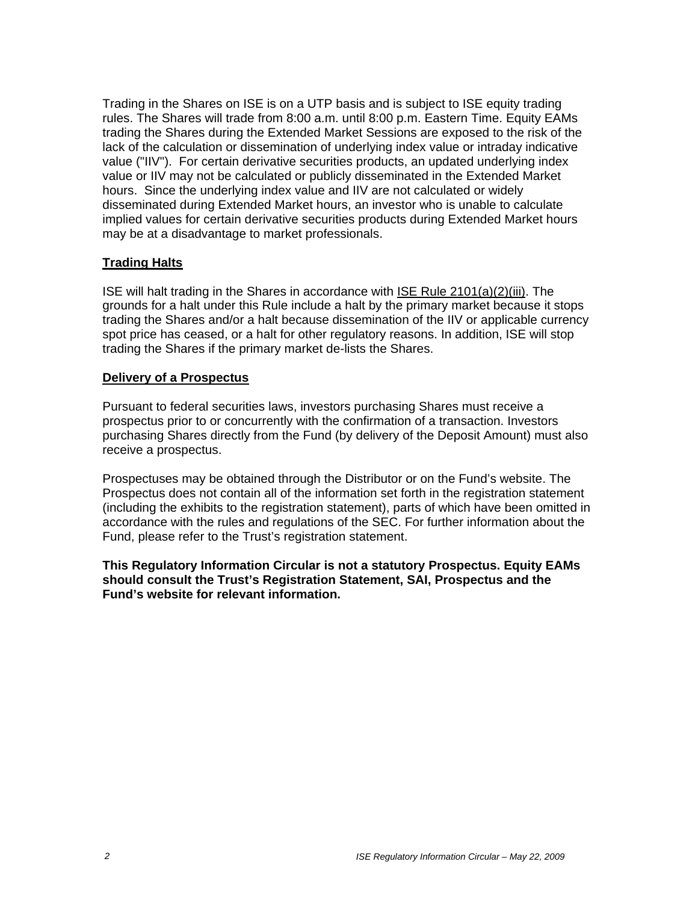Trading in the Shares on ISE is on a UTP basis and is subject to ISE equity trading rules. The Shares will trade from 8:00 a.m. until 8:00 p.m. Eastern Time. Equity EAMs trading the Shares during the Extended Market Sessions are exposed to the risk of the lack of the calculation or dissemination of underlying index value or intraday indicative value ("IIV"). For certain derivative securities products, an updated underlying index value or IIV may not be calculated or publicly disseminated in the Extended Market hours. Since the underlying index value and IIV are not calculated or widely disseminated during Extended Market hours, an investor who is unable to calculate implied values for certain derivative securities products during Extended Market hours may be at a disadvantage to market professionals.

## Trading Halts

ISE will halt trading in the Shares in accordance with ISE Rule 2101(a)(2)(iii). The grounds for a halt under this Rule include a halt by the primary market because it stops trading the Shares and/or a halt because dissemination of the IIV or applicable currency spot price has ceased, or a halt for other regulatory reasons. In addition, ISE will stop trading the Shares if the primary market de-lists the Shares.

## Delivery of a Prospectus

Pursuant to federal securities laws, investors purchasing Shares must receive a prospectus prior to or concurrently with the confirmation of a transaction. Investors purchasing Shares directly from the Fund (by delivery of the Deposit Amount) must also receive a prospectus.

Prospectuses may be obtained through the Distributor or on the Fund's website. The Prospectus does not contain all of the information set forth in the registration statement (including the exhibits to the registration statement), parts of which have been omitted in accordance with the rules and regulations of the SEC. For further information about the Fund, please refer to the Trust's registration statement.

**This Regulatory Information Circular is not a statutory Prospectus. Equity EAMs should consult the Trust's Registration Statement, SAI, Prospectus and the Fund's website for relevant information.**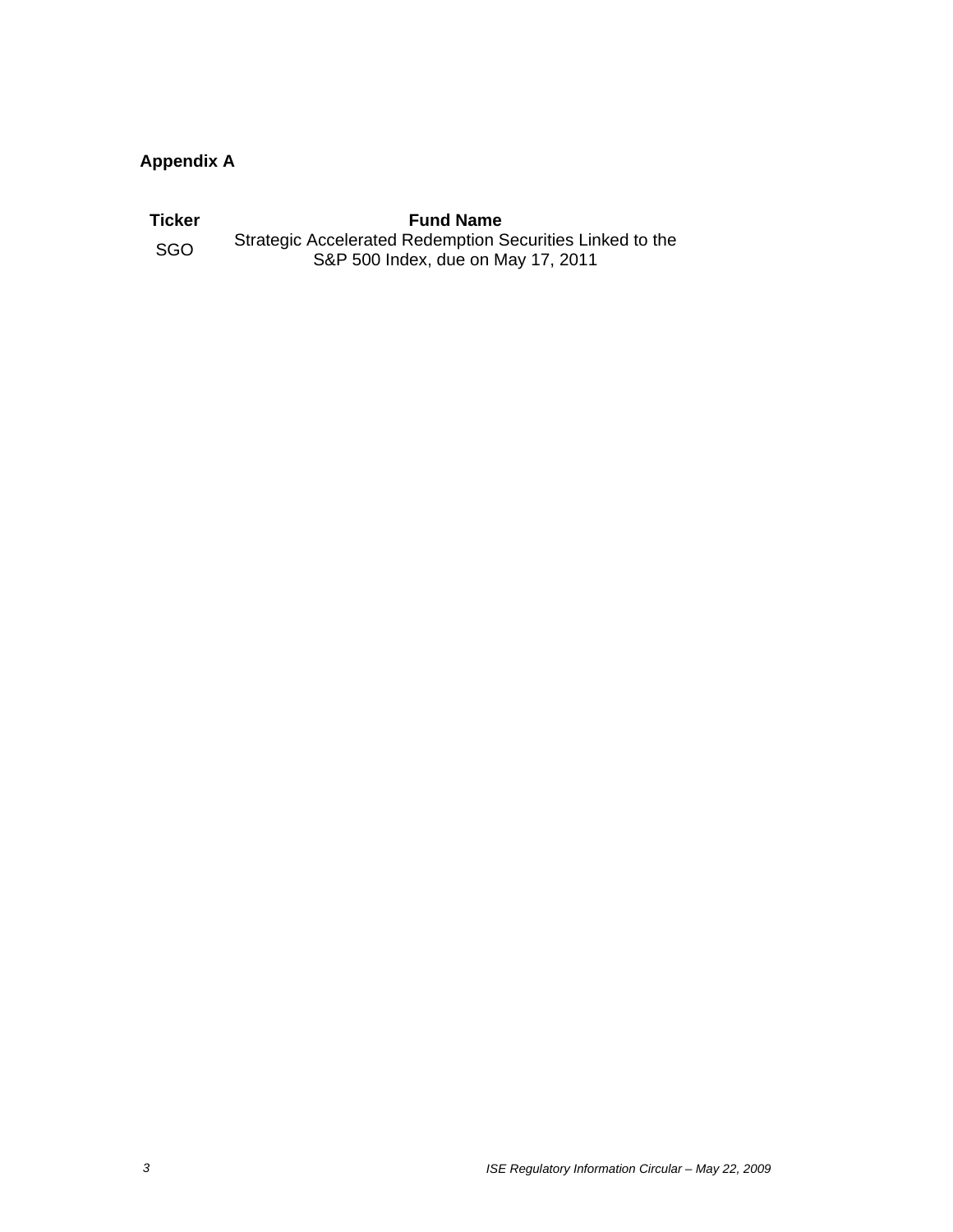**Appendix A**

| Ticker | Fund Name |
|---|---|
| SGO | Strategic Accelerated Redemption Securities Linked to the S&P 500 Index, due on May 17, 2011 |